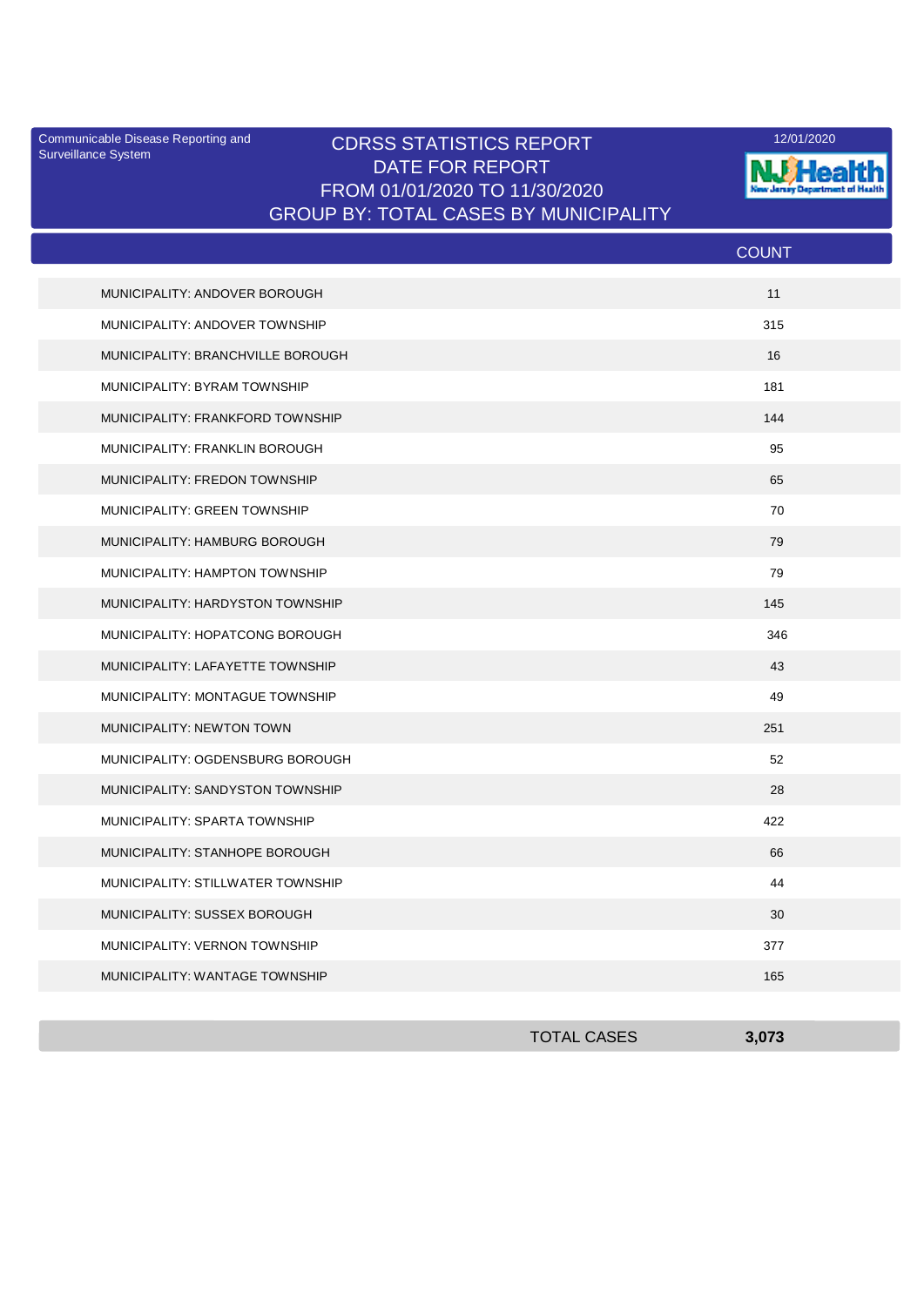Communicable Disease Reporting and Surveillance System

# CDRSS STATISTICS REPORT
## DATE FOR REPORT
## FROM 01/01/2020 TO 11/30/2020
## GROUP BY: TOTAL CASES BY MUNICIPALITY

12/01/2020

| | COUNT |
|---|---|
| MUNICIPALITY: ANDOVER BOROUGH | 11 |
| MUNICIPALITY: ANDOVER TOWNSHIP | 315 |
| MUNICIPALITY: BRANCHVILLE BOROUGH | 16 |
| MUNICIPALITY: BYRAM TOWNSHIP | 181 |
| MUNICIPALITY: FRANKFORD TOWNSHIP | 144 |
| MUNICIPALITY: FRANKLIN BOROUGH | 95 |
| MUNICIPALITY: FREDON TOWNSHIP | 65 |
| MUNICIPALITY: GREEN TOWNSHIP | 70 |
| MUNICIPALITY: HAMBURG BOROUGH | 79 |
| MUNICIPALITY: HAMPTON TOWNSHIP | 79 |
| MUNICIPALITY: HARDYSTON TOWNSHIP | 145 |
| MUNICIPALITY: HOPATCONG BOROUGH | 346 |
| MUNICIPALITY: LAFAYETTE TOWNSHIP | 43 |
| MUNICIPALITY: MONTAGUE TOWNSHIP | 49 |
| MUNICIPALITY: NEWTON TOWN | 251 |
| MUNICIPALITY: OGDENSBURG BOROUGH | 52 |
| MUNICIPALITY: SANDYSTON TOWNSHIP | 28 |
| MUNICIPALITY: SPARTA TOWNSHIP | 422 |
| MUNICIPALITY: STANHOPE BOROUGH | 66 |
| MUNICIPALITY: STILLWATER TOWNSHIP | 44 |
| MUNICIPALITY: SUSSEX BOROUGH | 30 |
| MUNICIPALITY: VERNON TOWNSHIP | 377 |
| MUNICIPALITY: WANTAGE TOWNSHIP | 165 |
| TOTAL CASES | **3,073** |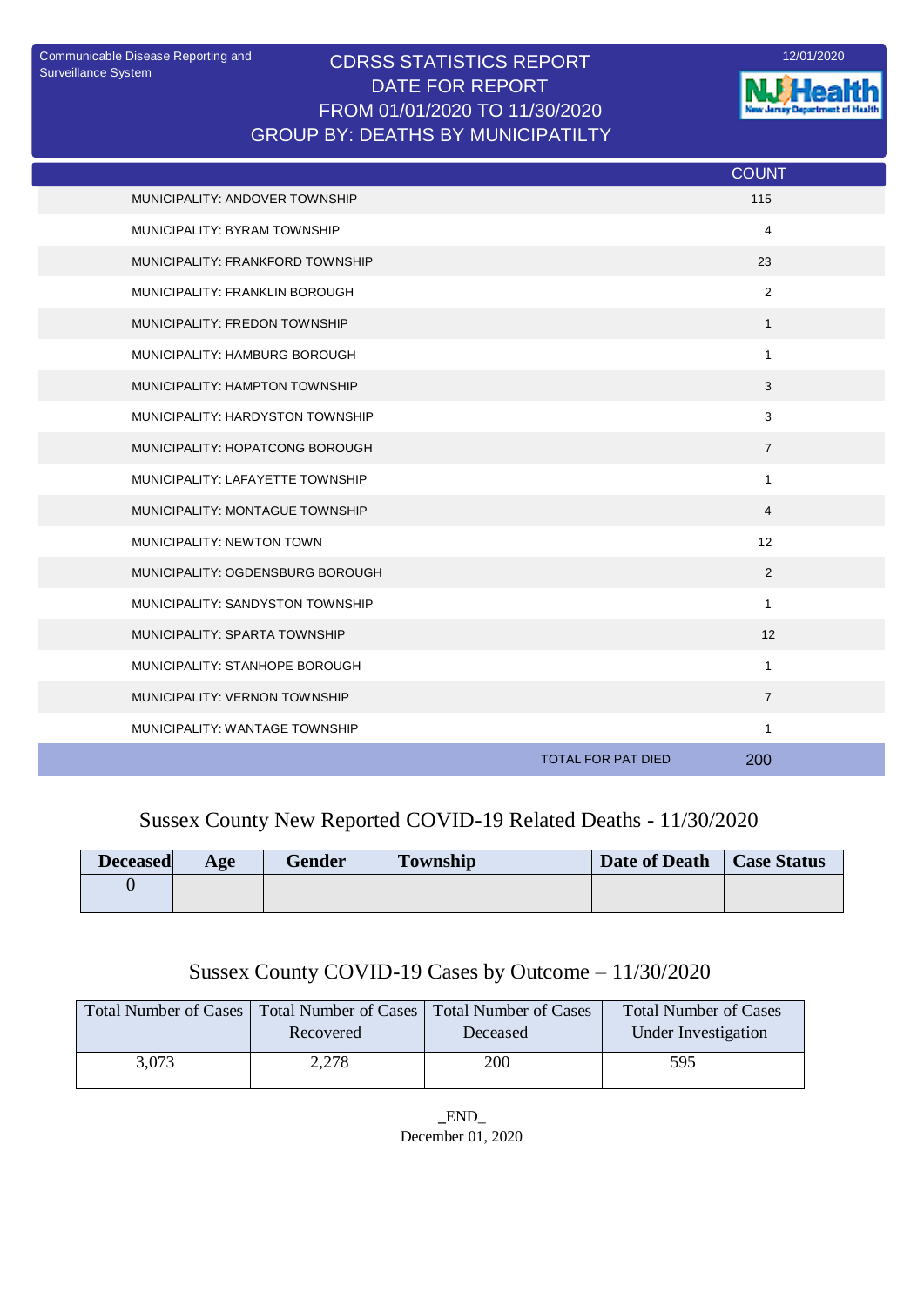Communicable Disease Reporting and Surveillance System

# CDRSS STATISTICS REPORT
# DATE FOR REPORT
# FROM 01/01/2020 TO 11/30/2020
# GROUP BY: DEATHS BY MUNICIPATILTY

12/01/2020

NJ Health New Jersey Department of Health

| | COUNT |
|---|---|
| MUNICIPALITY: ANDOVER TOWNSHIP | 115 |
| MUNICIPALITY: BYRAM TOWNSHIP | 4 |
| MUNICIPALITY: FRANKFORD TOWNSHIP | 23 |
| MUNICIPALITY: FRANKLIN BOROUGH | 2 |
| MUNICIPALITY: FREDON TOWNSHIP | 1 |
| MUNICIPALITY: HAMBURG BOROUGH | 1 |
| MUNICIPALITY: HAMPTON TOWNSHIP | 3 |
| MUNICIPALITY: HARDYSTON TOWNSHIP | 3 |
| MUNICIPALITY: HOPATCONG BOROUGH | 7 |
| MUNICIPALITY: LAFAYETTE TOWNSHIP | 1 |
| MUNICIPALITY: MONTAGUE TOWNSHIP | 4 |
| MUNICIPALITY: NEWTON TOWN | 12 |
| MUNICIPALITY: OGDENSBURG BOROUGH | 2 |
| MUNICIPALITY: SANDYSTON TOWNSHIP | 1 |
| MUNICIPALITY: SPARTA TOWNSHIP | 12 |
| MUNICIPALITY: STANHOPE BOROUGH | 1 |
| MUNICIPALITY: VERNON TOWNSHIP | 7 |
| MUNICIPALITY: WANTAGE TOWNSHIP | 1 |
| TOTAL FOR PAT DIED | 200 |

## Sussex County New Reported COVID-19 Related Deaths - 11/30/2020

| Deceased | Age | Gender | Township | Date of Death | Case Status |
|---|---|---|---|---|---|
| 0 | | | | | |

## Sussex County COVID-19 Cases by Outcome – 11/30/2020

| Total Number of Cases | Total Number of Cases Recovered | Total Number of Cases Deceased | Total Number of Cases Under Investigation |
|---|---|---|---|
| 3,073 | 2,278 | 200 | 595 |

_END_
December 01, 2020